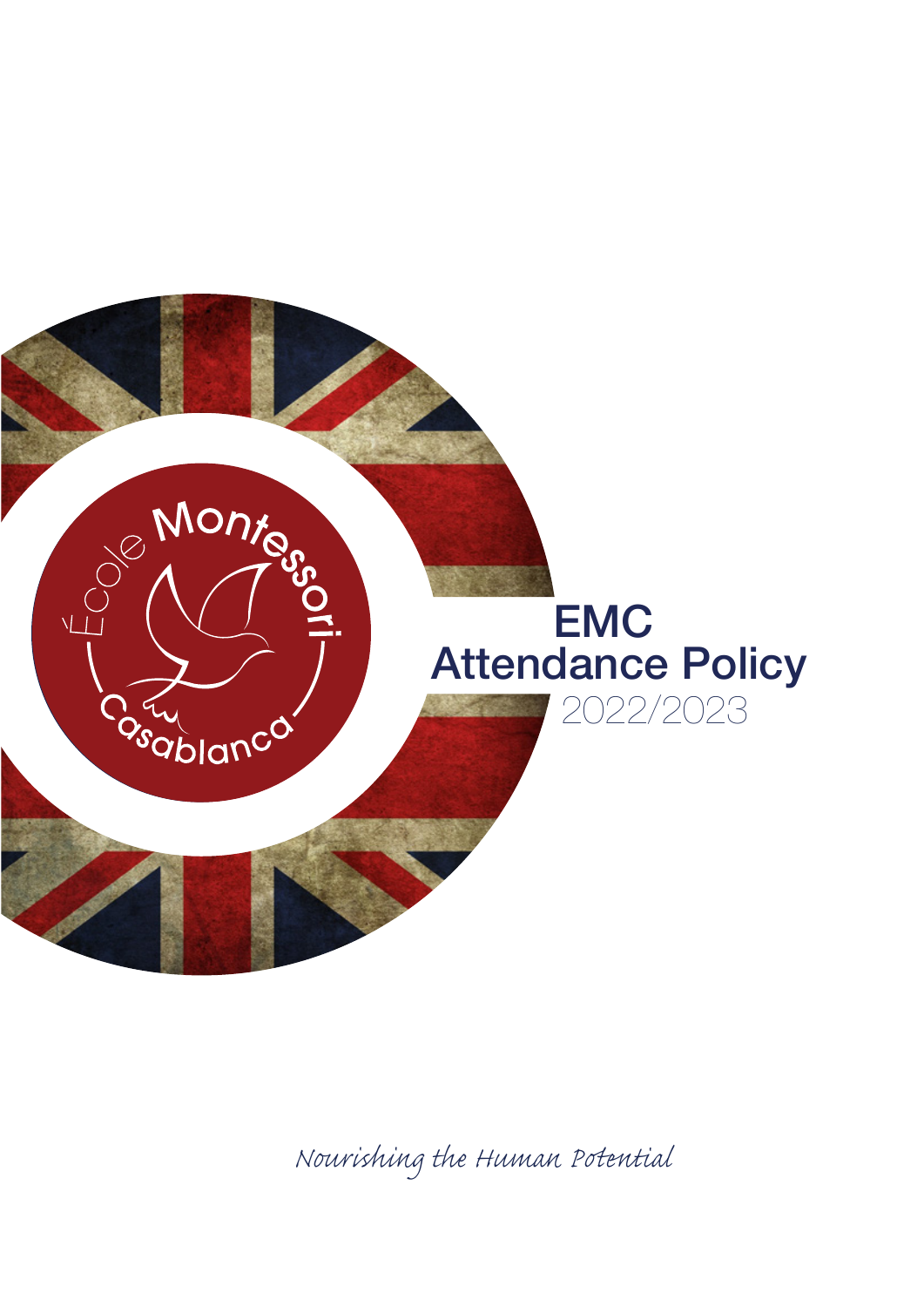École Montessori Casablanca

# EMC Attendance Policy

2022/2023

*Nourishing the Human Potential*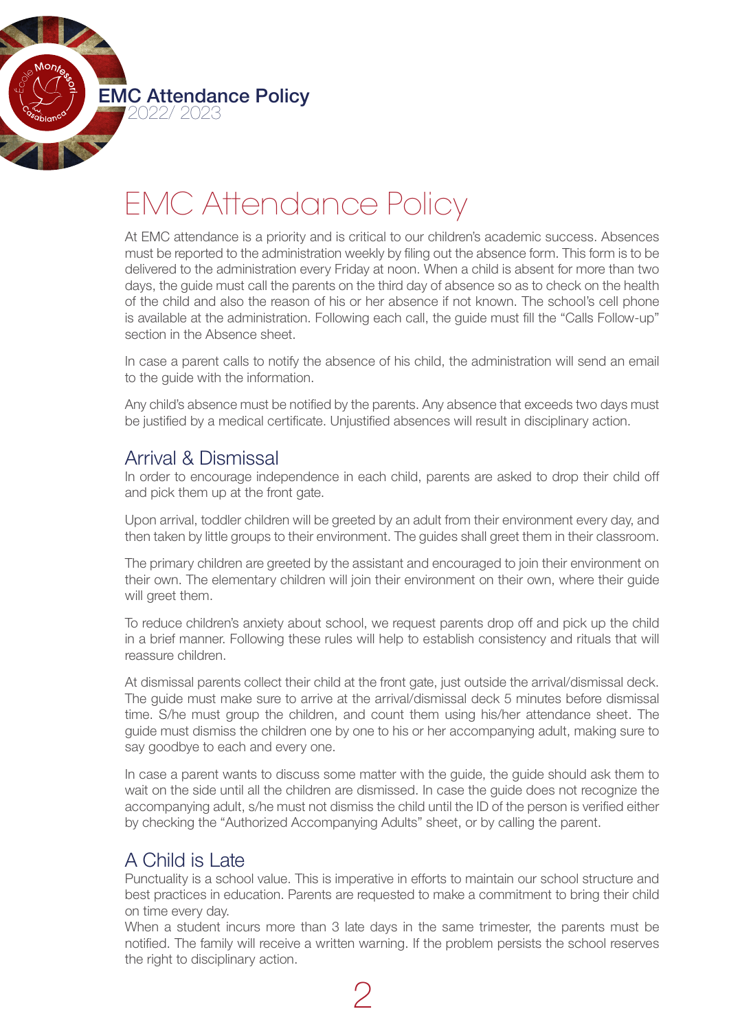# EMC Attendance Policy

At EMC attendance is a priority and is critical to our children's academic success. Absences must be reported to the administration weekly by filing out the absence form. This form is to be delivered to the administration every Friday at noon. When a child is absent for more than two days, the guide must call the parents on the third day of absence so as to check on the health of the child and also the reason of his or her absence if not known. The school's cell phone is available at the administration. Following each call, the guide must fill the "Calls Follow-up" section in the Absence sheet.

In case a parent calls to notify the absence of his child, the administration will send an email to the guide with the information.

Any child's absence must be notified by the parents. Any absence that exceeds two days must be justified by a medical certificate. Unjustified absences will result in disciplinary action.

## Arrival & Dismissal

In order to encourage independence in each child, parents are asked to drop their child off and pick them up at the front gate.

Upon arrival, toddler children will be greeted by an adult from their environment every day, and then taken by little groups to their environment. The guides shall greet them in their classroom.

The primary children are greeted by the assistant and encouraged to join their environment on their own. The elementary children will join their environment on their own, where their guide will greet them.

To reduce children's anxiety about school, we request parents drop off and pick up the child in a brief manner. Following these rules will help to establish consistency and rituals that will reassure children.

At dismissal parents collect their child at the front gate, just outside the arrival/dismissal deck. The guide must make sure to arrive at the arrival/dismissal deck 5 minutes before dismissal time. S/he must group the children, and count them using his/her attendance sheet. The guide must dismiss the children one by one to his or her accompanying adult, making sure to say goodbye to each and every one.

In case a parent wants to discuss some matter with the guide, the guide should ask them to wait on the side until all the children are dismissed. In case the guide does not recognize the accompanying adult, s/he must not dismiss the child until the ID of the person is verified either by checking the "Authorized Accompanying Adults" sheet, or by calling the parent.

## A Child is Late

Punctuality is a school value. This is imperative in efforts to maintain our school structure and best practices in education. Parents are requested to make a commitment to bring their child on time every day.

When a student incurs more than 3 late days in the same trimester, the parents must be notified. The family will receive a written warning. If the problem persists the school reserves the right to disciplinary action.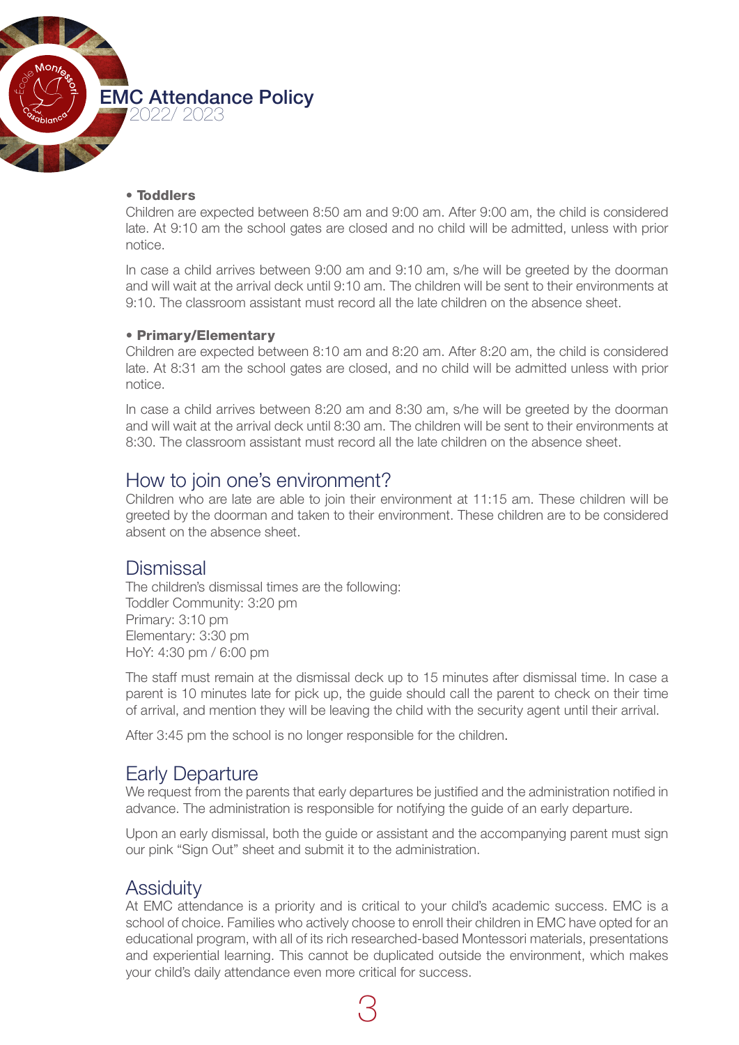# EMC Attendance Policy

2022/ 2023

- **Toddlers**

Children are expected between 8:50 am and 9:00 am. After 9:00 am, the child is considered late. At 9:10 am the school gates are closed and no child will be admitted, unless with prior notice.

In case a child arrives between 9:00 am and 9:10 am, s/he will be greeted by the doorman and will wait at the arrival deck until 9:10 am. The children will be sent to their environments at 9:10. The classroom assistant must record all the late children on the absence sheet.

- **Primary/Elementary**

Children are expected between 8:10 am and 8:20 am. After 8:20 am, the child is considered late. At 8:31 am the school gates are closed, and no child will be admitted unless with prior notice.

In case a child arrives between 8:20 am and 8:30 am, s/he will be greeted by the doorman and will wait at the arrival deck until 8:30 am. The children will be sent to their environments at 8:30. The classroom assistant must record all the late children on the absence sheet.

## How to join one's environment?

Children who are late are able to join their environment at 11:15 am. These children will be greeted by the doorman and taken to their environment. These children are to be considered absent on the absence sheet.

## Dismissal

The children's dismissal times are the following:
Toddler Community: 3:20 pm
Primary: 3:10 pm
Elementary: 3:30 pm
HoY: 4:30 pm / 6:00 pm

The staff must remain at the dismissal deck up to 15 minutes after dismissal time. In case a parent is 10 minutes late for pick up, the guide should call the parent to check on their time of arrival, and mention they will be leaving the child with the security agent until their arrival.

After 3:45 pm the school is no longer responsible for the children.

## Early Departure

We request from the parents that early departures be justified and the administration notified in advance. The administration is responsible for notifying the guide of an early departure.

Upon an early dismissal, both the guide or assistant and the accompanying parent must sign our pink "Sign Out" sheet and submit it to the administration.

## Assiduity

At EMC attendance is a priority and is critical to your child's academic success. EMC is a school of choice. Families who actively choose to enroll their children in EMC have opted for an educational program, with all of its rich researched-based Montessori materials, presentations and experiential learning. This cannot be duplicated outside the environment, which makes your child's daily attendance even more critical for success.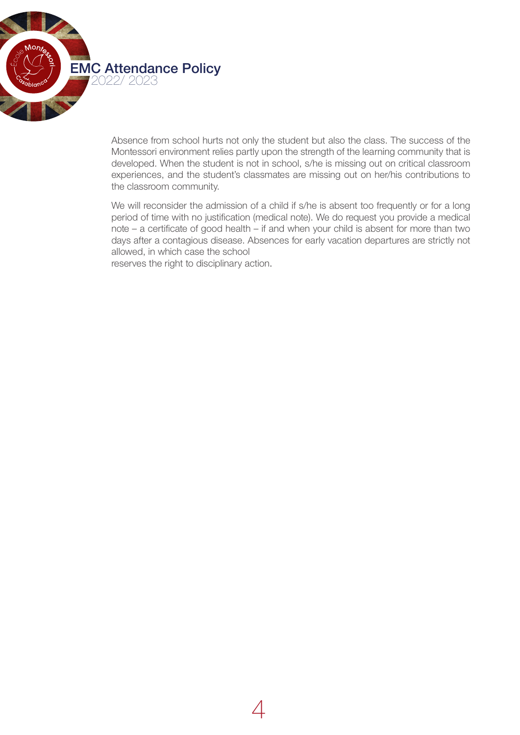# EMC Attendance Policy

2022/ 2023

Absence from school hurts not only the student but also the class. The success of the Montessori environment relies partly upon the strength of the learning community that is developed. When the student is not in school, s/he is missing out on critical classroom experiences, and the student's classmates are missing out on her/his contributions to the classroom community.

We will reconsider the admission of a child if s/he is absent too frequently or for a long period of time with no justification (medical note). We do request you provide a medical note – a certificate of good health – if and when your child is absent for more than two days after a contagious disease. Absences for early vacation departures are strictly not allowed, in which case the school reserves the right to disciplinary action.